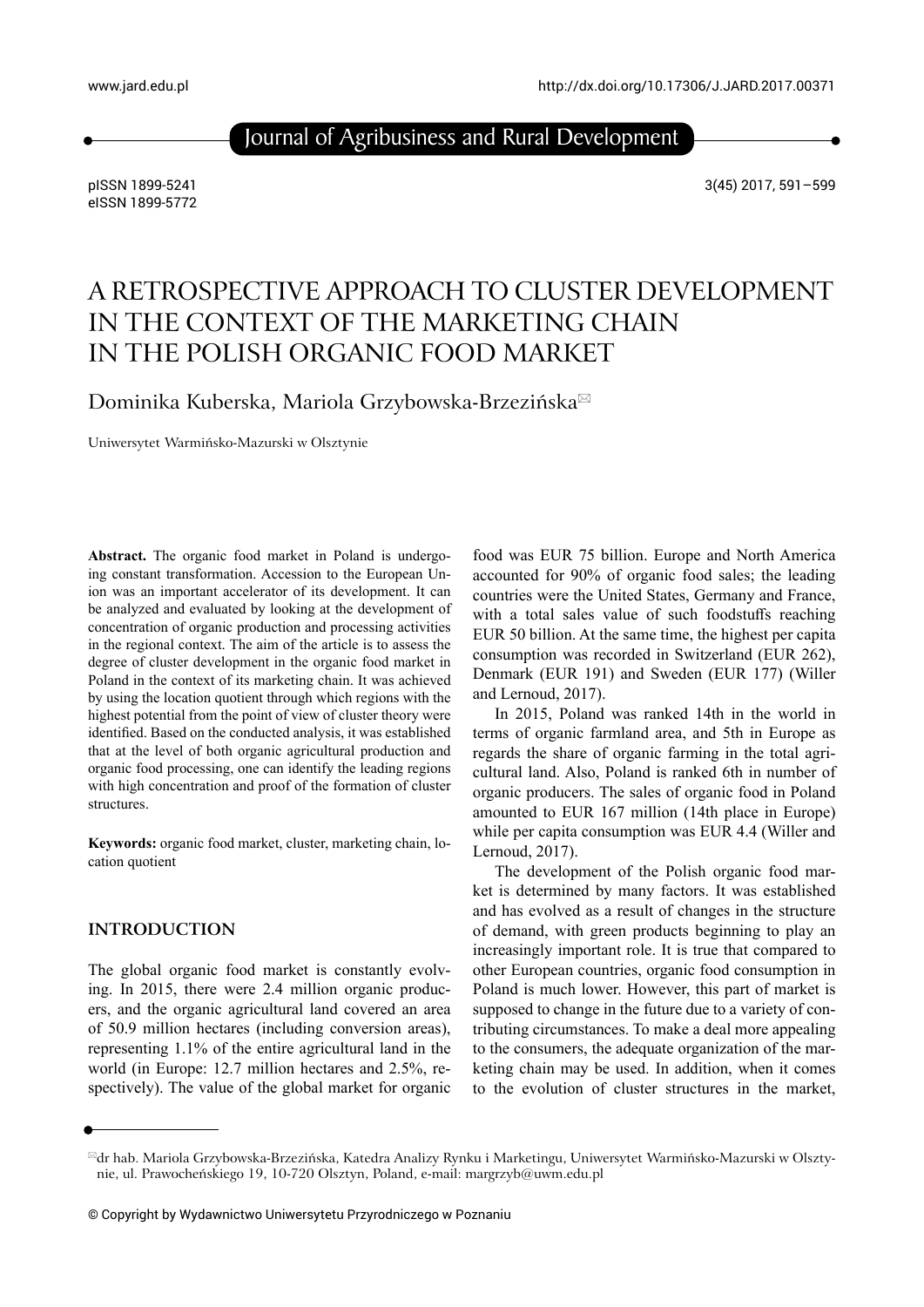# A RETROSPECTIVE APPROACH TO CLUSTER DEVELOPMENT IN THE CONTEXT OF THE MARKETING CHAIN IN THE POLISH ORGANIC FOOD MARKET

Dominika Kuberska, Mariola Grzybowska-Brzezińska

Uniwersytet Warmińsko-Mazurski w Olsztynie

**Abstract.** The organic food market in Poland is undergoing constant transformation. Accession to the European Union was an important accelerator of its development. It can be analyzed and evaluated by looking at the development of concentration of organic production and processing activities in the regional context. The aim of the article is to assess the degree of cluster development in the organic food market in Poland in the context of its marketing chain. It was achieved by using the location quotient through which regions with the highest potential from the point of view of cluster theory were identified. Based on the conducted analysis, it was established that at the level of both organic agricultural production and organic food processing, one can identify the leading regions with high concentration and proof of the formation of cluster structures.

**Keywords:** organic food market, cluster, marketing chain, location quotient

## INTRODUCTION

The global organic food market is constantly evolving. In 2015, there were 2.4 million organic producers, and the organic agricultural land covered an area of 50.9 million hectares (including conversion areas), representing 1.1% of the entire agricultural land in the world (in Europe: 12.7 million hectares and 2.5%, respectively). The value of the global market for organic food was EUR 75 billion. Europe and North America accounted for 90% of organic food sales; the leading countries were the United States, Germany and France, with a total sales value of such foodstuffs reaching EUR 50 billion. At the same time, the highest per capita consumption was recorded in Switzerland (EUR 262), Denmark (EUR 191) and Sweden (EUR 177) (Willer and Lernoud, 2017).

In 2015, Poland was ranked 14th in the world in terms of organic farmland area, and 5th in Europe as regards the share of organic farming in the total agricultural land. Also, Poland is ranked 6th in number of organic producers. The sales of organic food in Poland amounted to EUR 167 million (14th place in Europe) while per capita consumption was EUR 4.4 (Willer and Lernoud, 2017).

The development of the Polish organic food market is determined by many factors. It was established and has evolved as a result of changes in the structure of demand, with green products beginning to play an increasingly important role. It is true that compared to other European countries, organic food consumption in Poland is much lower. However, this part of market is supposed to change in the future due to a variety of contributing circumstances. To make a deal more appealing to the consumers, the adequate organization of the marketing chain may be used. In addition, when it comes to the evolution of cluster structures in the market,

dr hab. Mariola Grzybowska-Brzezińska, Katedra Analizy Rynku i Marketingu, Uniwersytet Warmińsko-Mazurski w Olsztynie, ul. Prawocheńskiego 19, 10-720 Olsztyn, Poland, e-mail: margrzyb@uwm.edu.pl

© Copyright by Wydawnictwo Uniwersytetu Przyrodniczego w Poznaniu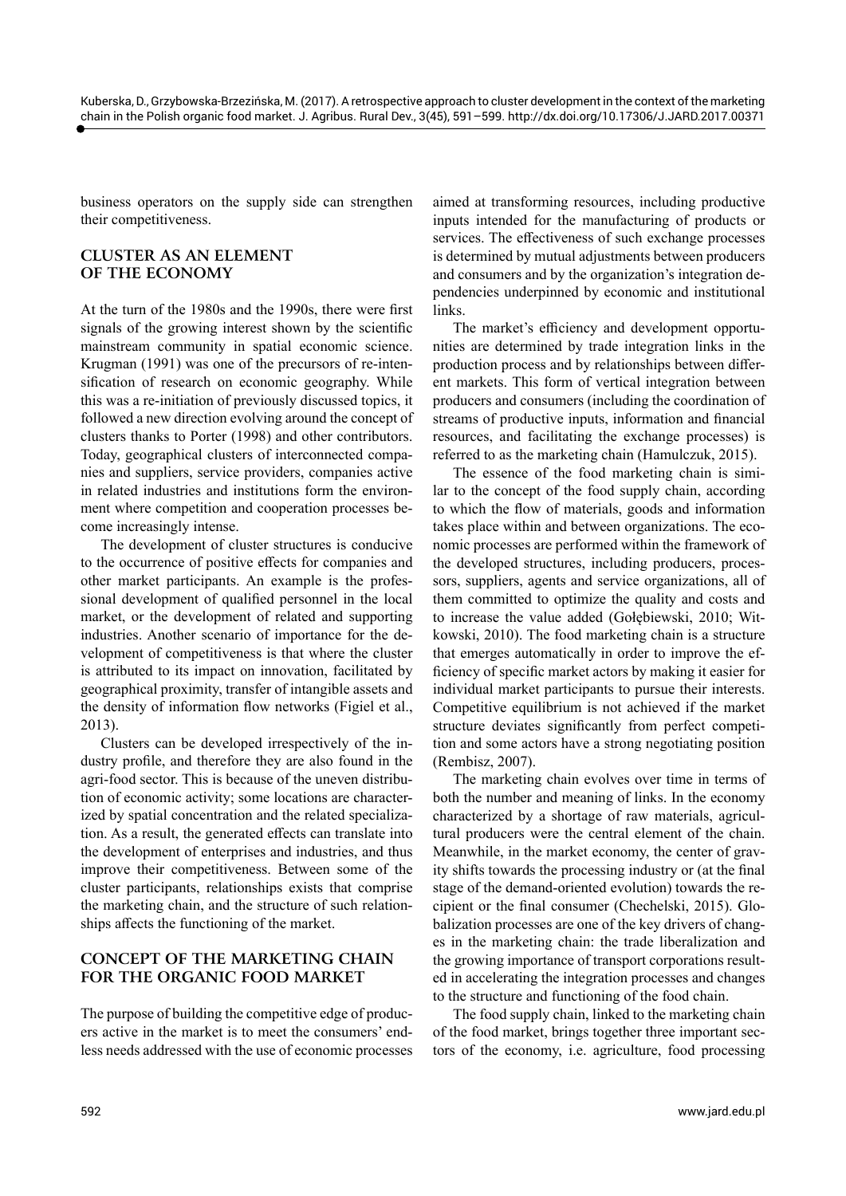business operators on the supply side can strengthen their competitiveness.

## CLUSTER AS AN ELEMENT OF THE ECONOMY

At the turn of the 1980s and the 1990s, there were first signals of the growing interest shown by the scientific mainstream community in spatial economic science. Krugman (1991) was one of the precursors of re-intensification of research on economic geography. While this was a re-initiation of previously discussed topics, it followed a new direction evolving around the concept of clusters thanks to Porter (1998) and other contributors. Today, geographical clusters of interconnected companies and suppliers, service providers, companies active in related industries and institutions form the environment where competition and cooperation processes become increasingly intense.

The development of cluster structures is conducive to the occurrence of positive effects for companies and other market participants. An example is the professional development of qualified personnel in the local market, or the development of related and supporting industries. Another scenario of importance for the development of competitiveness is that where the cluster is attributed to its impact on innovation, facilitated by geographical proximity, transfer of intangible assets and the density of information flow networks (Figiel et al., 2013).

Clusters can be developed irrespectively of the industry profile, and therefore they are also found in the agri-food sector. This is because of the uneven distribution of economic activity; some locations are characterized by spatial concentration and the related specialization. As a result, the generated effects can translate into the development of enterprises and industries, and thus improve their competitiveness. Between some of the cluster participants, relationships exists that comprise the marketing chain, and the structure of such relationships affects the functioning of the market.

## CONCEPT OF THE MARKETING CHAIN FOR THE ORGANIC FOOD MARKET

The purpose of building the competitive edge of producers active in the market is to meet the consumers' endless needs addressed with the use of economic processes aimed at transforming resources, including productive inputs intended for the manufacturing of products or services. The effectiveness of such exchange processes is determined by mutual adjustments between producers and consumers and by the organization's integration dependencies underpinned by economic and institutional links.

The market's efficiency and development opportunities are determined by trade integration links in the production process and by relationships between different markets. This form of vertical integration between producers and consumers (including the coordination of streams of productive inputs, information and financial resources, and facilitating the exchange processes) is referred to as the marketing chain (Hamulczuk, 2015).

The essence of the food marketing chain is similar to the concept of the food supply chain, according to which the flow of materials, goods and information takes place within and between organizations. The economic processes are performed within the framework of the developed structures, including producers, processors, suppliers, agents and service organizations, all of them committed to optimize the quality and costs and to increase the value added (Gołębiewski, 2010; Witkowski, 2010). The food marketing chain is a structure that emerges automatically in order to improve the efficiency of specific market actors by making it easier for individual market participants to pursue their interests. Competitive equilibrium is not achieved if the market structure deviates significantly from perfect competition and some actors have a strong negotiating position (Rembisz, 2007).

The marketing chain evolves over time in terms of both the number and meaning of links. In the economy characterized by a shortage of raw materials, agricultural producers were the central element of the chain. Meanwhile, in the market economy, the center of gravity shifts towards the processing industry or (at the final stage of the demand-oriented evolution) towards the recipient or the final consumer (Chechelski, 2015). Globalization processes are one of the key drivers of changes in the marketing chain: the trade liberalization and the growing importance of transport corporations resulted in accelerating the integration processes and changes to the structure and functioning of the food chain.

The food supply chain, linked to the marketing chain of the food market, brings together three important sectors of the economy, i.e. agriculture, food processing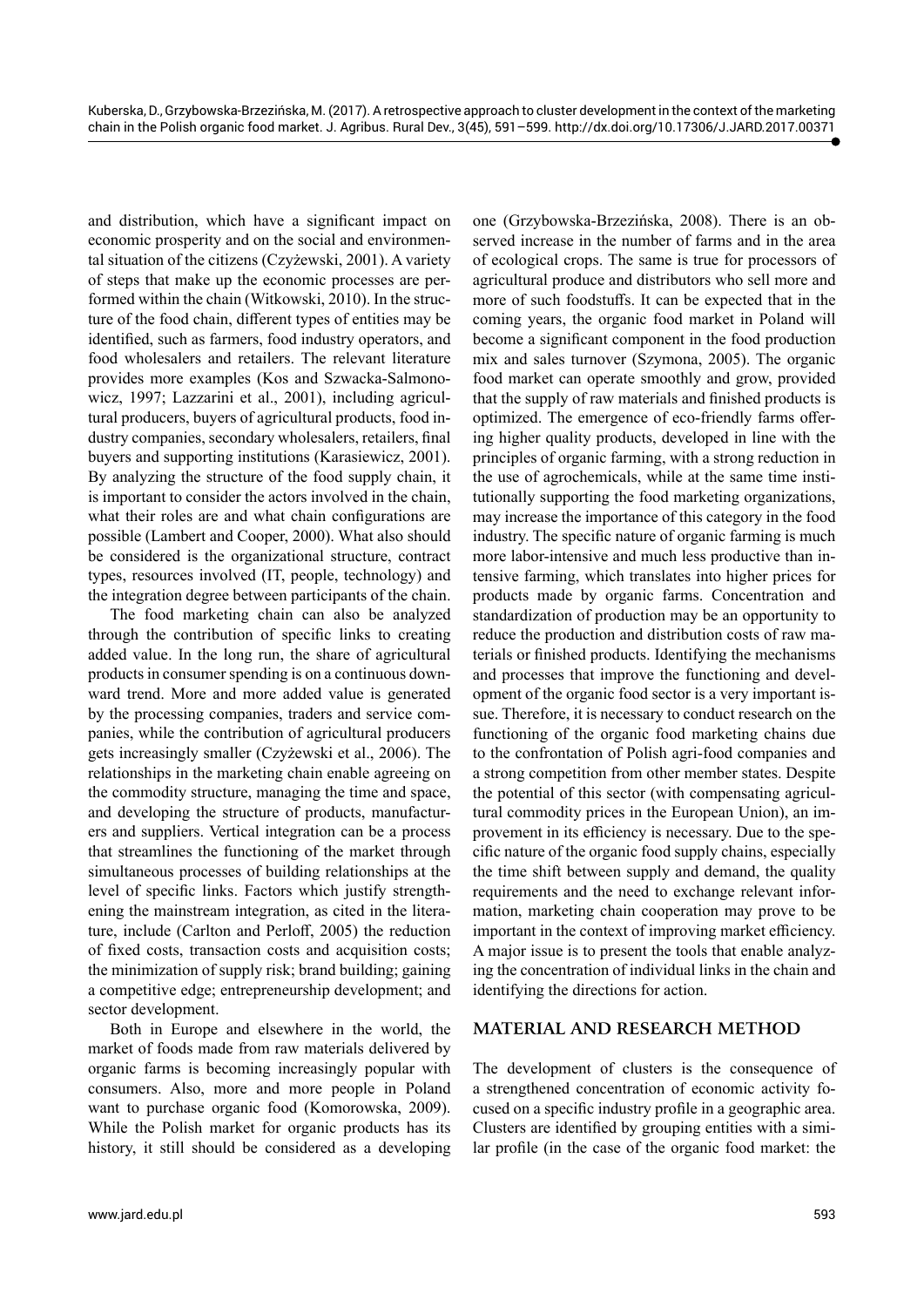and distribution, which have a significant impact on economic prosperity and on the social and environmental situation of the citizens (Czyżewski, 2001). A variety of steps that make up the economic processes are performed within the chain (Witkowski, 2010). In the structure of the food chain, different types of entities may be identified, such as farmers, food industry operators, and food wholesalers and retailers. The relevant literature provides more examples (Kos and Szwacka-Salmonowicz, 1997; Lazzarini et al., 2001), including agricultural producers, buyers of agricultural products, food industry companies, secondary wholesalers, retailers, final buyers and supporting institutions (Karasiewicz, 2001). By analyzing the structure of the food supply chain, it is important to consider the actors involved in the chain, what their roles are and what chain configurations are possible (Lambert and Cooper, 2000). What also should be considered is the organizational structure, contract types, resources involved (IT, people, technology) and the integration degree between participants of the chain.

The food marketing chain can also be analyzed through the contribution of specific links to creating added value. In the long run, the share of agricultural products in consumer spending is on a continuous downward trend. More and more added value is generated by the processing companies, traders and service companies, while the contribution of agricultural producers gets increasingly smaller (Czyżewski et al., 2006). The relationships in the marketing chain enable agreeing on the commodity structure, managing the time and space, and developing the structure of products, manufacturers and suppliers. Vertical integration can be a process that streamlines the functioning of the market through simultaneous processes of building relationships at the level of specific links. Factors which justify strengthening the mainstream integration, as cited in the literature, include (Carlton and Perloff, 2005) the reduction of fixed costs, transaction costs and acquisition costs; the minimization of supply risk; brand building; gaining a competitive edge; entrepreneurship development; and sector development.

Both in Europe and elsewhere in the world, the market of foods made from raw materials delivered by organic farms is becoming increasingly popular with consumers. Also, more and more people in Poland want to purchase organic food (Komorowska, 2009). While the Polish market for organic products has its history, it still should be considered as a developing one (Grzybowska-Brzezińska, 2008). There is an observed increase in the number of farms and in the area of ecological crops. The same is true for processors of agricultural produce and distributors who sell more and more of such foodstuffs. It can be expected that in the coming years, the organic food market in Poland will become a significant component in the food production mix and sales turnover (Szymona, 2005). The organic food market can operate smoothly and grow, provided that the supply of raw materials and finished products is optimized. The emergence of eco-friendly farms offering higher quality products, developed in line with the principles of organic farming, with a strong reduction in the use of agrochemicals, while at the same time institutionally supporting the food marketing organizations, may increase the importance of this category in the food industry. The specific nature of organic farming is much more labor-intensive and much less productive than intensive farming, which translates into higher prices for products made by organic farms. Concentration and standardization of production may be an opportunity to reduce the production and distribution costs of raw materials or finished products. Identifying the mechanisms and processes that improve the functioning and development of the organic food sector is a very important issue. Therefore, it is necessary to conduct research on the functioning of the organic food marketing chains due to the confrontation of Polish agri-food companies and a strong competition from other member states. Despite the potential of this sector (with compensating agricultural commodity prices in the European Union), an improvement in its efficiency is necessary. Due to the specific nature of the organic food supply chains, especially the time shift between supply and demand, the quality requirements and the need to exchange relevant information, marketing chain cooperation may prove to be important in the context of improving market efficiency. A major issue is to present the tools that enable analyzing the concentration of individual links in the chain and identifying the directions for action.

## MATERIAL AND RESEARCH METHOD

The development of clusters is the consequence of a strengthened concentration of economic activity focused on a specific industry profile in a geographic area. Clusters are identified by grouping entities with a similar profile (in the case of the organic food market: the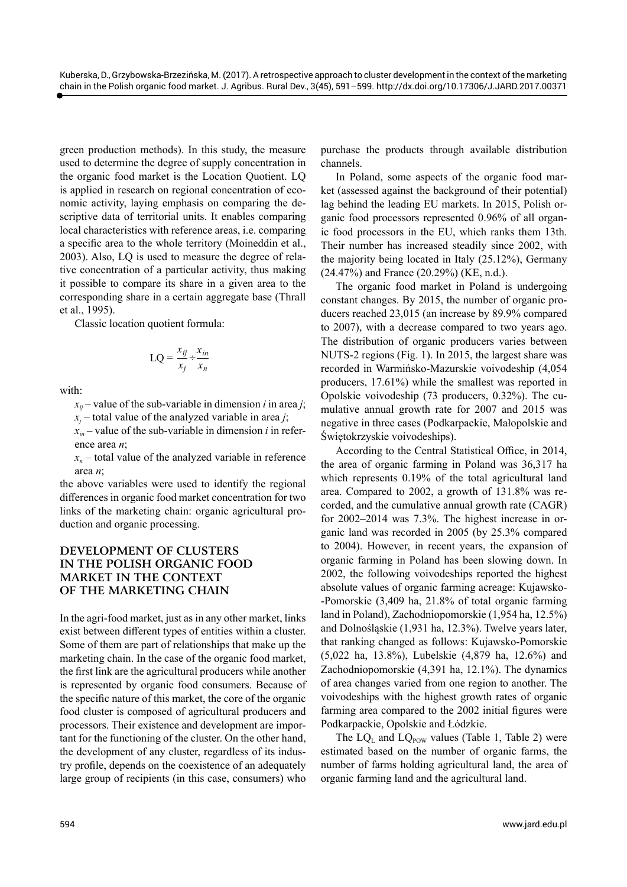green production methods). In this study, the measure used to determine the degree of supply concentration in the organic food market is the Location Quotient. LQ is applied in research on regional concentration of economic activity, laying emphasis on comparing the descriptive data of territorial units. It enables comparing local characteristics with reference areas, i.e. comparing a specific area to the whole territory (Moineddin et al., 2003). Also, LQ is used to measure the degree of relative concentration of a particular activity, thus making it possible to compare its share in a given area to the corresponding share in a certain aggregate base (Thrall et al., 1995).

Classic location quotient formula:

$$\mathrm{LQ} = \frac{x_{ij}}{x_j} \div \frac{x_{in}}{x_n}$$

with:

$x_{ij}$ – value of the sub-variable in dimension $i$ in area $j$;

$x_j$ – total value of the analyzed variable in area $j$;

$x_{in}$ – value of the sub-variable in dimension $i$ in reference area $n$;

$x_n$ – total value of the analyzed variable in reference area $n$;

the above variables were used to identify the regional differences in organic food market concentration for two links of the marketing chain: organic agricultural production and organic processing.

## DEVELOPMENT OF CLUSTERS IN THE POLISH ORGANIC FOOD MARKET IN THE CONTEXT OF THE MARKETING CHAIN

In the agri-food market, just as in any other market, links exist between different types of entities within a cluster. Some of them are part of relationships that make up the marketing chain. In the case of the organic food market, the first link are the agricultural producers while another is represented by organic food consumers. Because of the specific nature of this market, the core of the organic food cluster is composed of agricultural producers and processors. Their existence and development are important for the functioning of the cluster. On the other hand, the development of any cluster, regardless of its industry profile, depends on the coexistence of an adequately large group of recipients (in this case, consumers) who purchase the products through available distribution channels.

In Poland, some aspects of the organic food market (assessed against the background of their potential) lag behind the leading EU markets. In 2015, Polish organic food processors represented 0.96% of all organic food processors in the EU, which ranks them 13th. Their number has increased steadily since 2002, with the majority being located in Italy (25.12%), Germany (24.47%) and France (20.29%) (KE, n.d.).

The organic food market in Poland is undergoing constant changes. By 2015, the number of organic producers reached 23,015 (an increase by 89.9% compared to 2007), with a decrease compared to two years ago. The distribution of organic producers varies between NUTS-2 regions (Fig. 1). In 2015, the largest share was recorded in Warmińsko-Mazurskie voivodeship (4,054 producers, 17.61%) while the smallest was reported in Opolskie voivodeship (73 producers, 0.32%). The cumulative annual growth rate for 2007 and 2015 was negative in three cases (Podkarpackie, Małopolskie and Świętokrzyskie voivodeships).

According to the Central Statistical Office, in 2014, the area of organic farming in Poland was 36,317 ha which represents 0.19% of the total agricultural land area. Compared to 2002, a growth of 131.8% was recorded, and the cumulative annual growth rate (CAGR) for 2002–2014 was 7.3%. The highest increase in organic land was recorded in 2005 (by 25.3% compared to 2004). However, in recent years, the expansion of organic farming in Poland has been slowing down. In 2002, the following voivodeships reported the highest absolute values of organic farming acreage: Kujawsko-Pomorskie (3,409 ha, 21.8% of total organic farming land in Poland), Zachodniopomorskie (1,954 ha, 12.5%) and Dolnośląskie (1,931 ha, 12.3%). Twelve years later, that ranking changed as follows: Kujawsko-Pomorskie (5,022 ha, 13.8%), Lubelskie (4,879 ha, 12.6%) and Zachodniopomorskie (4,391 ha, 12.1%). The dynamics of area changes varied from one region to another. The voivodeships with the highest growth rates of organic farming area compared to the 2002 initial figures were Podkarpackie, Opolskie and Łódzkie.

The $\mathrm{LQ_L}$ and $\mathrm{LQ_{POW}}$ values (Table 1, Table 2) were estimated based on the number of organic farms, the number of farms holding agricultural land, the area of organic farming land and the agricultural land.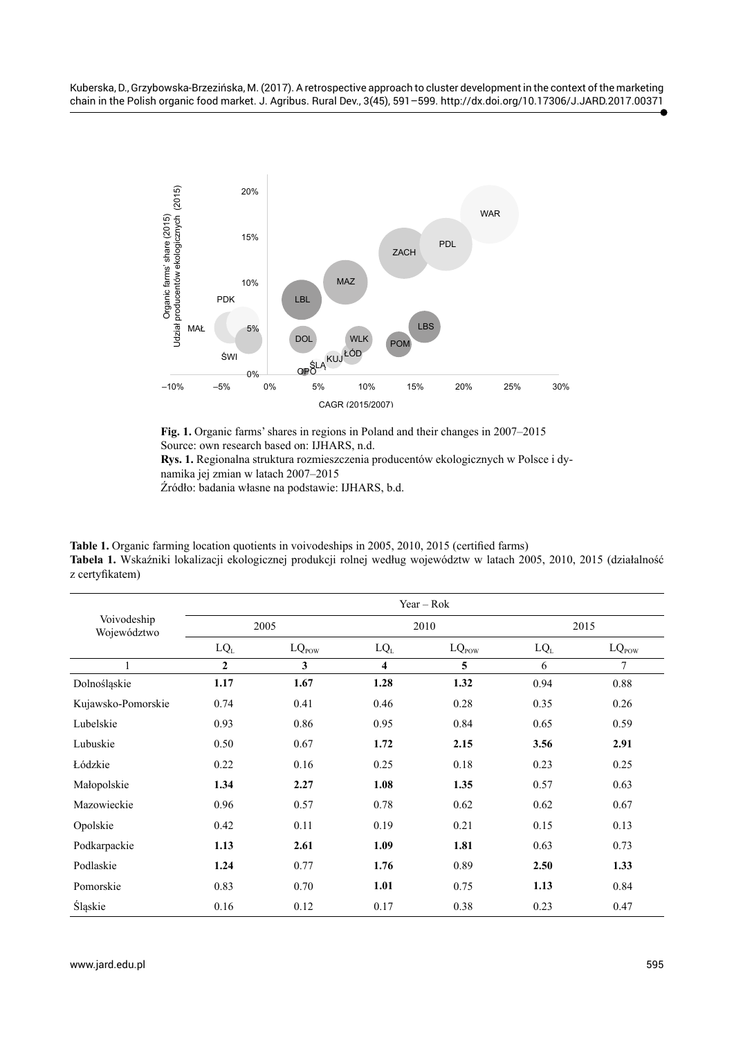**Fig. 1.** Organic farms' shares in regions in Poland and their changes in 2007–2015
Source: own research based on: IJHARS, n.d.

**Rys. 1.** Regionalna struktura rozmieszczenia producentów ekologicznych w Polsce i dynamika jej zmian w latach 2007–2015
Źródło: badania własne na podstawie: IJHARS, b.d.

**Table 1.** Organic farming location quotients in voivodeships in 2005, 2010, 2015 (certified farms)
**Tabela 1.** Wskaźniki lokalizacji ekologicznej produkcji rolnej według województw w latach 2005, 2010, 2015 (działalność z certyfikatem)

| Voivodeship Województwo | Year – Rok | | | | | |
|---|---|---|---|---|---|---|
| | 2005 | | 2010 | | 2015 | |
| | $LQ_L$ | $LQ_{POW}$ | $LQ_L$ | $LQ_{POW}$ | $LQ_L$ | $LQ_{POW}$ |
| 1 | **2** | **3** | **4** | **5** | 6 | 7 |
| Dolnośląskie | **1.17** | **1.67** | **1.28** | **1.32** | 0.94 | 0.88 |
| Kujawsko-Pomorskie | 0.74 | 0.41 | 0.46 | 0.28 | 0.35 | 0.26 |
| Lubelskie | 0.93 | 0.86 | 0.95 | 0.84 | 0.65 | 0.59 |
| Lubuskie | 0.50 | 0.67 | **1.72** | **2.15** | **3.56** | **2.91** |
| Łódzkie | 0.22 | 0.16 | 0.25 | 0.18 | 0.23 | 0.25 |
| Małopolskie | **1.34** | **2.27** | **1.08** | **1.35** | 0.57 | 0.63 |
| Mazowieckie | 0.96 | 0.57 | 0.78 | 0.62 | 0.62 | 0.67 |
| Opolskie | 0.42 | 0.11 | 0.19 | 0.21 | 0.15 | 0.13 |
| Podkarpackie | **1.13** | **2.61** | **1.09** | **1.81** | 0.63 | 0.73 |
| Podlaskie | **1.24** | 0.77 | **1.76** | 0.89 | **2.50** | **1.33** |
| Pomorskie | 0.83 | 0.70 | **1.01** | 0.75 | **1.13** | 0.84 |
| Śląskie | 0.16 | 0.12 | 0.17 | 0.38 | 0.23 | 0.47 |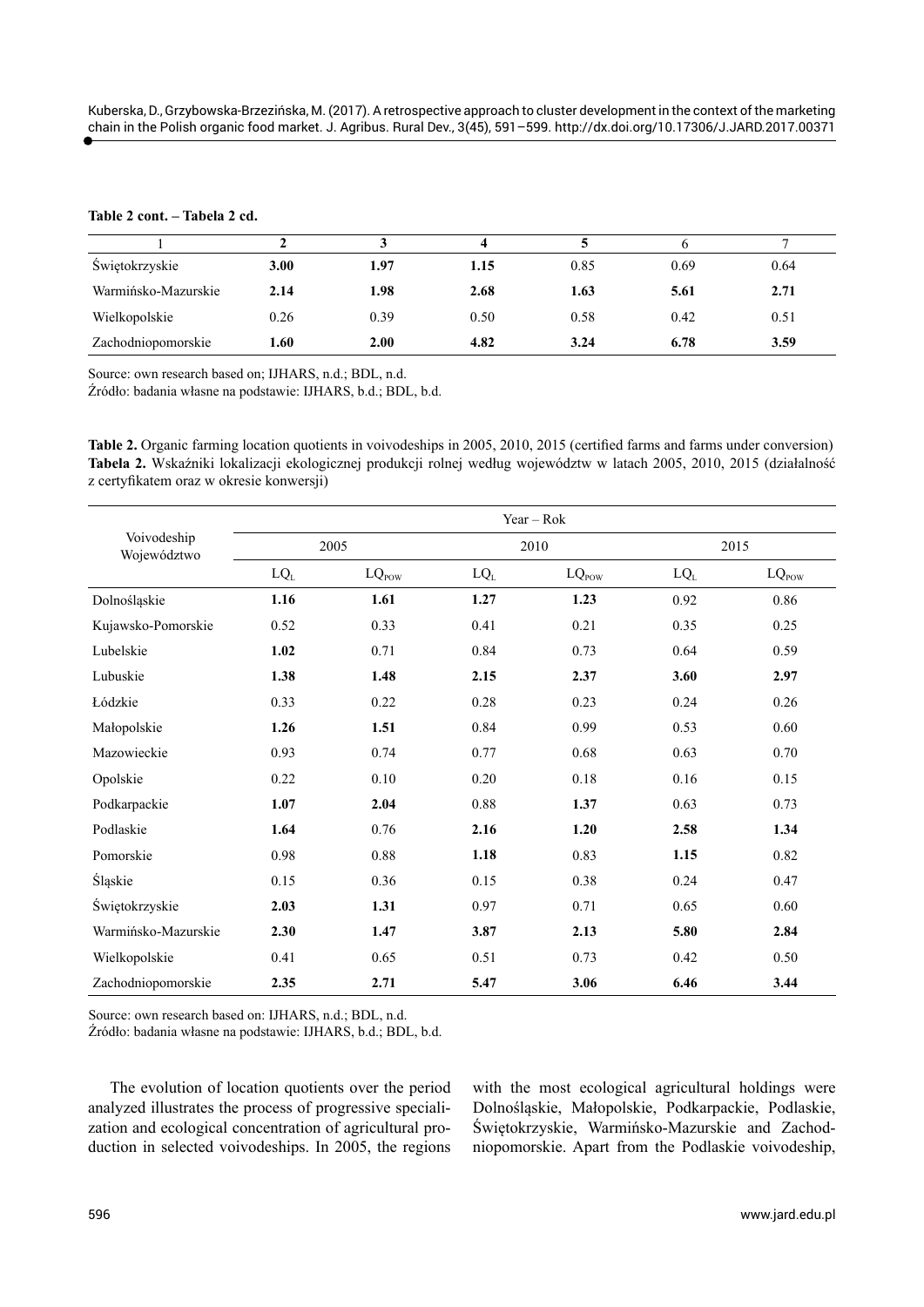**Table 2 cont. – Tabela 2 cd.**

| 1 | 2 | 3 | 4 | 5 | 6 | 7 |
|---|---|---|---|---|---|---|
| Świętokrzyskie | **3.00** | **1.97** | **1.15** | 0.85 | 0.69 | 0.64 |
| Warmińsko-Mazurskie | **2.14** | **1.98** | **2.68** | **1.63** | **5.61** | **2.71** |
| Wielkopolskie | 0.26 | 0.39 | 0.50 | 0.58 | 0.42 | 0.51 |
| Zachodniopomorskie | **1.60** | **2.00** | **4.82** | **3.24** | **6.78** | **3.59** |

Source: own research based on; IJHARS, n.d.; BDL, n.d.

Źródło: badania własne na podstawie: IJHARS, b.d.; BDL, b.d.

**Table 2.** Organic farming location quotients in voivodeships in 2005, 2010, 2015 (certified farms and farms under conversion)
**Tabela 2.** Wskaźniki lokalizacji ekologicznej produkcji rolnej według województw w latach 2005, 2010, 2015 (działalność z certyfikatem oraz w okresie konwersji)

| Voivodeship Województwo | Year – Rok | | | | | |
|---|---|---|---|---|---|---|
| | 2005 | | 2010 | | 2015 | |
| | $LQ_L$ | $LQ_{POW}$ | $LQ_L$ | $LQ_{POW}$ | $LQ_L$ | $LQ_{POW}$ |
| Dolnośląskie | **1.16** | **1.61** | **1.27** | **1.23** | 0.92 | 0.86 |
| Kujawsko-Pomorskie | 0.52 | 0.33 | 0.41 | 0.21 | 0.35 | 0.25 |
| Lubelskie | **1.02** | 0.71 | 0.84 | 0.73 | 0.64 | 0.59 |
| Lubuskie | **1.38** | **1.48** | **2.15** | **2.37** | **3.60** | **2.97** |
| Łódzkie | 0.33 | 0.22 | 0.28 | 0.23 | 0.24 | 0.26 |
| Małopolskie | **1.26** | **1.51** | 0.84 | 0.99 | 0.53 | 0.60 |
| Mazowieckie | 0.93 | 0.74 | 0.77 | 0.68 | 0.63 | 0.70 |
| Opolskie | 0.22 | 0.10 | 0.20 | 0.18 | 0.16 | 0.15 |
| Podkarpackie | **1.07** | **2.04** | 0.88 | **1.37** | 0.63 | 0.73 |
| Podlaskie | **1.64** | 0.76 | **2.16** | **1.20** | **2.58** | **1.34** |
| Pomorskie | 0.98 | 0.88 | **1.18** | 0.83 | **1.15** | 0.82 |
| Śląskie | 0.15 | 0.36 | 0.15 | 0.38 | 0.24 | 0.47 |
| Świętokrzyskie | **2.03** | **1.31** | 0.97 | 0.71 | 0.65 | 0.60 |
| Warmińsko-Mazurskie | **2.30** | **1.47** | **3.87** | **2.13** | **5.80** | **2.84** |
| Wielkopolskie | 0.41 | 0.65 | 0.51 | 0.73 | 0.42 | 0.50 |
| Zachodniopomorskie | **2.35** | **2.71** | **5.47** | **3.06** | **6.46** | **3.44** |

Source: own research based on: IJHARS, n.d.; BDL, n.d.

Źródło: badania własne na podstawie: IJHARS, b.d.; BDL, b.d.

The evolution of location quotients over the period analyzed illustrates the process of progressive specialization and ecological concentration of agricultural production in selected voivodeships. In 2005, the regions with the most ecological agricultural holdings were Dolnośląskie, Małopolskie, Podkarpackie, Podlaskie, Świętokrzyskie, Warmińsko-Mazurskie and Zachodniopomorskie. Apart from the Podlaskie voivodeship,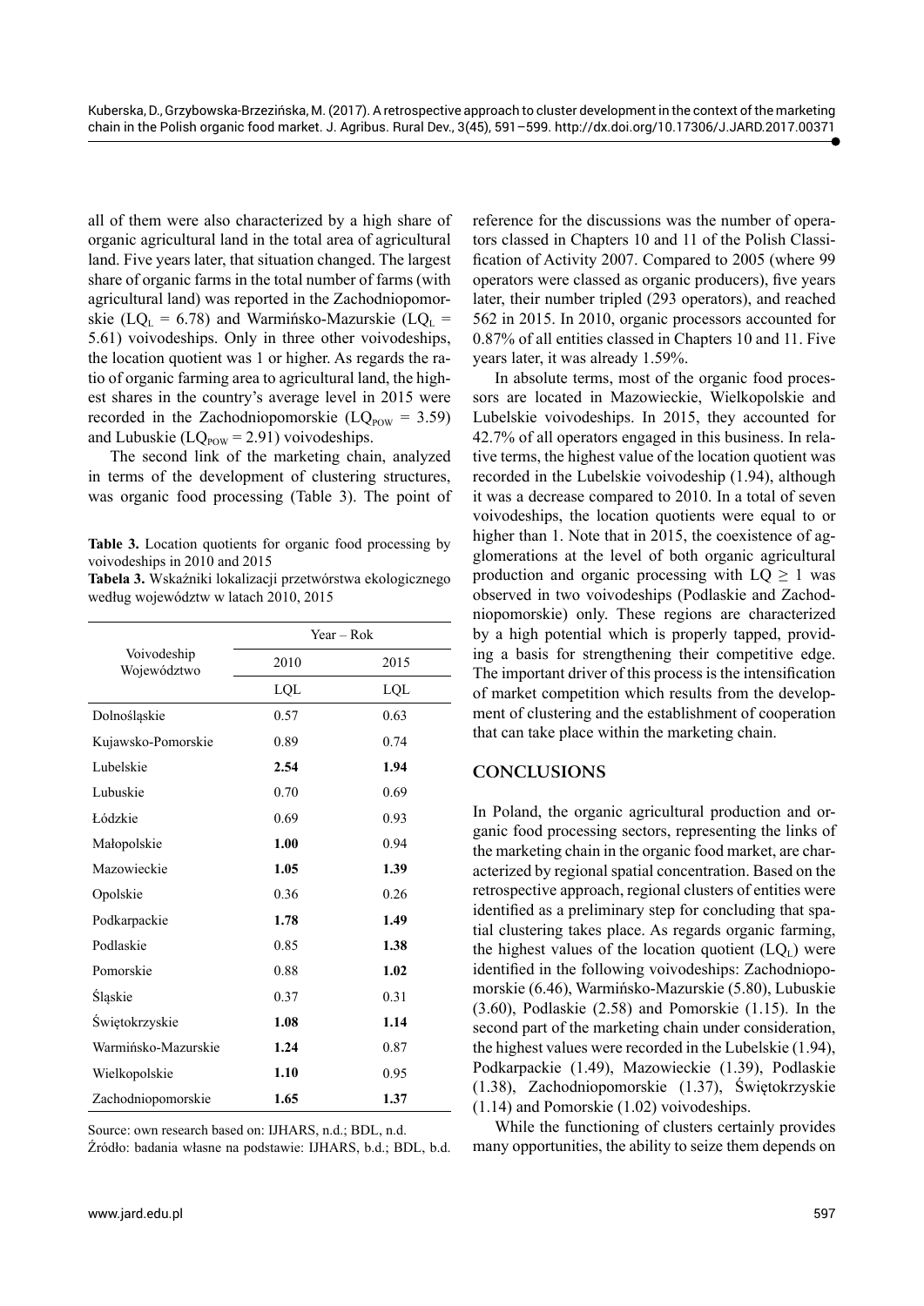all of them were also characterized by a high share of organic agricultural land in the total area of agricultural land. Five years later, that situation changed. The largest share of organic farms in the total number of farms (with agricultural land) was reported in the Zachodniopomorskie ($LQ_L$ = 6.78) and Warmińsko-Mazurskie ($LQ_L$ = 5.61) voivodeships. Only in three other voivodeships, the location quotient was 1 or higher. As regards the ratio of organic farming area to agricultural land, the highest shares in the country's average level in 2015 were recorded in the Zachodniopomorskie ($LQ_{POW}$ = 3.59) and Lubuskie ($LQ_{POW}$ = 2.91) voivodeships.

The second link of the marketing chain, analyzed in terms of the development of clustering structures, was organic food processing (Table 3). The point of reference for the discussions was the number of operators classed in Chapters 10 and 11 of the Polish Classification of Activity 2007. Compared to 2005 (where 99 operators were classed as organic producers), five years later, their number tripled (293 operators), and reached 562 in 2015. In 2010, organic processors accounted for 0.87% of all entities classed in Chapters 10 and 11. Five years later, it was already 1.59%.

In absolute terms, most of the organic food processors are located in Mazowieckie, Wielkopolskie and Lubelskie voivodeships. In 2015, they accounted for 42.7% of all operators engaged in this business. In relative terms, the highest value of the location quotient was recorded in the Lubelskie voivodeship (1.94), although it was a decrease compared to 2010. In a total of seven voivodeships, the location quotients were equal to or higher than 1. Note that in 2015, the coexistence of agglomerations at the level of both organic agricultural production and organic processing with $LQ \geq 1$ was observed in two voivodeships (Podlaskie and Zachodniopomorskie) only. These regions are characterized by a high potential which is properly tapped, providing a basis for strengthening their competitive edge. The important driver of this process is the intensification of market competition which results from the development of clustering and the establishment of cooperation that can take place within the marketing chain.

**Table 3.** Location quotients for organic food processing by voivodeships in 2010 and 2015

**Tabela 3.** Wskaźniki lokalizacji przetwórstwa ekologicznego według województw w latach 2010, 2015

| Voivodeship<br>Województwo | Year – Rok | |
|---|---|---|
| | 2010 | 2015 |
| | LQL | LQL |
| Dolnośląskie | 0.57 | 0.63 |
| Kujawsko-Pomorskie | 0.89 | 0.74 |
| Lubelskie | **2.54** | **1.94** |
| Lubuskie | 0.70 | 0.69 |
| Łódzkie | 0.69 | 0.93 |
| Małopolskie | **1.00** | 0.94 |
| Mazowieckie | **1.05** | **1.39** |
| Opolskie | 0.36 | 0.26 |
| Podkarpackie | **1.78** | **1.49** |
| Podlaskie | 0.85 | **1.38** |
| Pomorskie | 0.88 | **1.02** |
| Śląskie | 0.37 | 0.31 |
| Świętokrzyskie | **1.08** | **1.14** |
| Warmińsko-Mazurskie | **1.24** | 0.87 |
| Wielkopolskie | **1.10** | 0.95 |
| Zachodniopomorskie | **1.65** | **1.37** |

Source: own research based on: IJHARS, n.d.; BDL, n.d.

Źródło: badania własne na podstawie: IJHARS, b.d.; BDL, b.d.

## CONCLUSIONS

In Poland, the organic agricultural production and organic food processing sectors, representing the links of the marketing chain in the organic food market, are characterized by regional spatial concentration. Based on the retrospective approach, regional clusters of entities were identified as a preliminary step for concluding that spatial clustering takes place. As regards organic farming, the highest values of the location quotient ($LQ_L$) were identified in the following voivodeships: Zachodniopomorskie (6.46), Warmińsko-Mazurskie (5.80), Lubuskie (3.60), Podlaskie (2.58) and Pomorskie (1.15). In the second part of the marketing chain under consideration, the highest values were recorded in the Lubelskie (1.94), Podkarpackie (1.49), Mazowieckie (1.39), Podlaskie (1.38), Zachodniopomorskie (1.37), Świętokrzyskie (1.14) and Pomorskie (1.02) voivodeships.

While the functioning of clusters certainly provides many opportunities, the ability to seize them depends on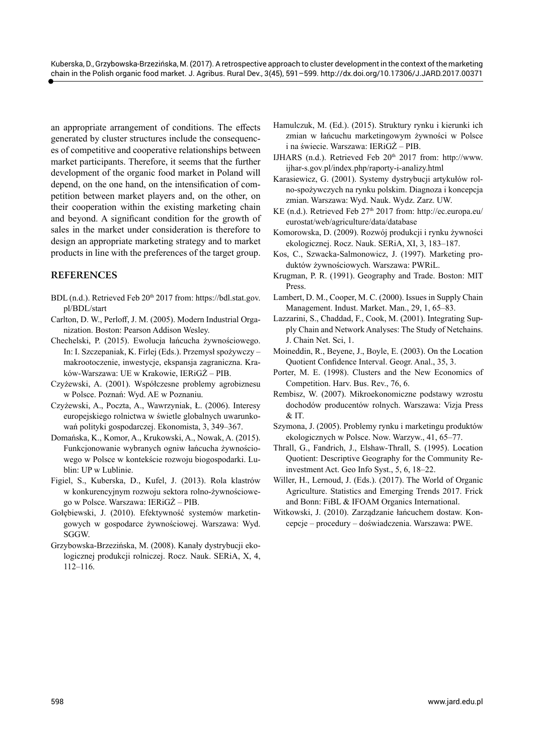an appropriate arrangement of conditions. The effects generated by cluster structures include the consequences of competitive and cooperative relationships between market participants. Therefore, it seems that the further development of the organic food market in Poland will depend, on the one hand, on the intensification of competition between market players and, on the other, on their cooperation within the existing marketing chain and beyond. A significant condition for the growth of sales in the market under consideration is therefore to design an appropriate marketing strategy and to market products in line with the preferences of the target group.

## REFERENCES

BDL (n.d.). Retrieved Feb 20th 2017 from: https://bdl.stat.gov.pl/BDL/start

Carlton, D. W., Perloff, J. M. (2005). Modern Industrial Organization. Boston: Pearson Addison Wesley.

Chechelski, P. (2015). Ewolucja łańcucha żywnościowego. In: I. Szczepaniak, K. Firlej (Eds.). Przemysł spożywczy – makrootoczenie, inwestycje, ekspansja zagraniczna. Kraków-Warszawa: UE w Krakowie, IERiGŻ – PIB.

Czyżewski, A. (2001). Współczesne problemy agrobiznesu w Polsce. Poznań: Wyd. AE w Poznaniu.

Czyżewski, A., Poczta, A., Wawrzyniak, Ł. (2006). Interesy europejskiego rolnictwa w świetle globalnych uwarunkowań polityki gospodarczej. Ekonomista, 3, 349–367.

Domańska, K., Komor, A., Krukowski, A., Nowak, A. (2015). Funkcjonowanie wybranych ogniw łańcucha żywnościowego w Polsce w kontekście rozwoju biogospodarki. Lublin: UP w Lublinie.

Figiel, S., Kuberska, D., Kufel, J. (2013). Rola klastrów w konkurencyjnym rozwoju sektora rolno-żywnościowego w Polsce. Warszawa: IERiGŻ – PIB.

Gołębiewski, J. (2010). Efektywność systemów marketingowych w gospodarce żywnościowej. Warszawa: Wyd. SGGW.

Grzybowska-Brzezińska, M. (2008). Kanały dystrybucji ekologicznej produkcji rolniczej. Rocz. Nauk. SERiA, X, 4, 112–116.

Hamulczuk, M. (Ed.). (2015). Struktury rynku i kierunki ich zmian w łańcuchu marketingowym żywności w Polsce i na świecie. Warszawa: IERiGŻ – PIB.

IJHARS (n.d.). Retrieved Feb 20th 2017 from: http://www.ijhar-s.gov.pl/index.php/raporty-i-analizy.html

Karasiewicz, G. (2001). Systemy dystrybucji artykułów rolno-spożywczych na rynku polskim. Diagnoza i koncepcja zmian. Warszawa: Wyd. Nauk. Wydz. Zarz. UW.

KE (n.d.). Retrieved Feb 27th 2017 from: http://ec.europa.eu/eurostat/web/agriculture/data/database

Komorowska, D. (2009). Rozwój produkcji i rynku żywności ekologicznej. Rocz. Nauk. SERiA, XI, 3, 183–187.

Kos, C., Szwacka-Salmonowicz, J. (1997). Marketing produktów żywnościowych. Warszawa: PWRiL.

Krugman, P. R. (1991). Geography and Trade. Boston: MIT Press.

Lambert, D. M., Cooper, M. C. (2000). Issues in Supply Chain Management. Indust. Market. Man., 29, 1, 65–83.

Lazzarini, S., Chaddad, F., Cook, M. (2001). Integrating Supply Chain and Network Analyses: The Study of Netchains. J. Chain Net. Sci, 1.

Moineddin, R., Beyene, J., Boyle, E. (2003). On the Location Quotient Confidence Interval. Geogr. Anal., 35, 3.

Porter, M. E. (1998). Clusters and the New Economics of Competition. Harv. Bus. Rev., 76, 6.

Rembisz, W. (2007). Mikroekonomiczne podstawy wzrostu dochodów producentów rolnych. Warszawa: Vizja Press & IT.

Szymona, J. (2005). Problemy rynku i marketingu produktów ekologicznych w Polsce. Now. Warzyw., 41, 65–77.

Thrall, G., Fandrich, J., Elshaw-Thrall, S. (1995). Location Quotient: Descriptive Geography for the Community Reinvestment Act. Geo Info Syst., 5, 6, 18–22.

Willer, H., Lernoud, J. (Eds.). (2017). The World of Organic Agriculture. Statistics and Emerging Trends 2017. Frick and Bonn: FiBL & IFOAM Organics International.

Witkowski, J. (2010). Zarządzanie łańcuchem dostaw. Koncepcje – procedury – doświadczenia. Warszawa: PWE.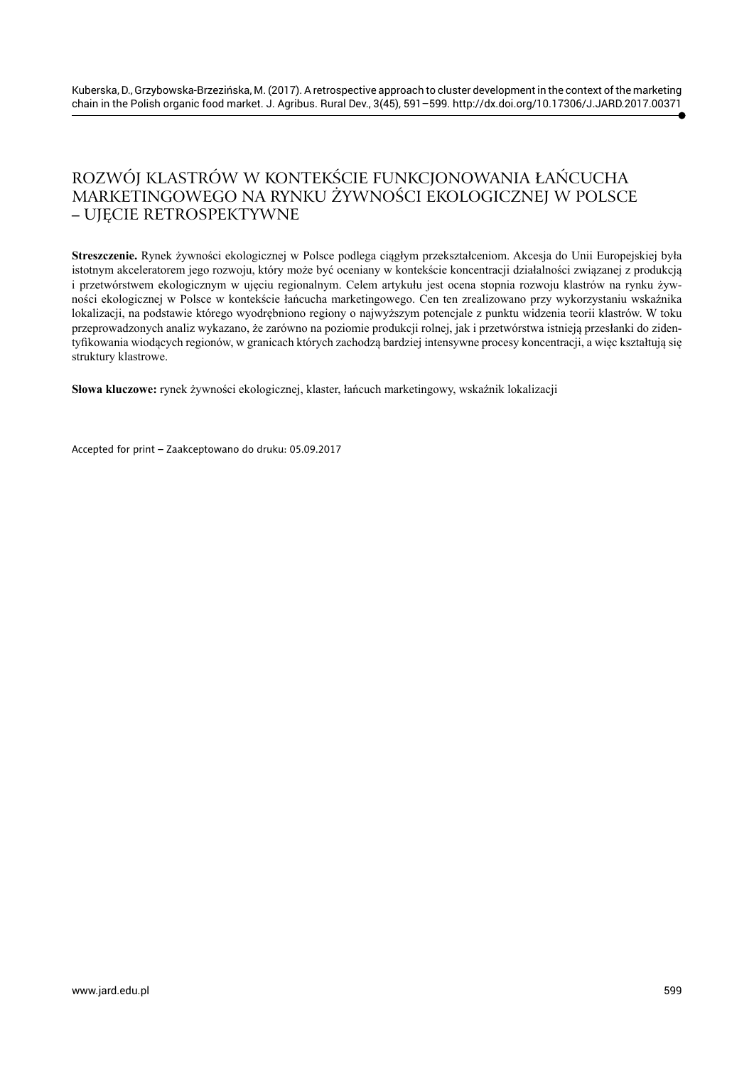# ROZWÓJ KLASTRÓW W KONTEKŚCIE FUNKCJONOWANIA ŁAŃCUCHA MARKETINGOWEGO NA RYNKU ŻYWNOŚCI EKOLOGICZNEJ W POLSCE – UJĘCIE RETROSPEKTYWNE

**Streszczenie.** Rynek żywności ekologicznej w Polsce podlega ciągłym przekształceniom. Akcesja do Unii Europejskiej była istotnym akceleratorem jego rozwoju, który może być oceniany w kontekście koncentracji działalności związanej z produkcją i przetwórstwem ekologicznym w ujęciu regionalnym. Celem artykułu jest ocena stopnia rozwoju klastrów na rynku żywności ekologicznej w Polsce w kontekście łańcucha marketingowego. Cen ten zrealizowano przy wykorzystaniu wskaźnika lokalizacji, na podstawie którego wyodrębniono regiony o najwyższym potencjale z punktu widzenia teorii klastrów. W toku przeprowadzonych analiz wykazano, że zarówno na poziomie produkcji rolnej, jak i przetwórstwa istnieją przesłanki do zidentyfikowania wiodących regionów, w granicach których zachodzą bardziej intensywne procesy koncentracji, a więc kształtują się struktury klastrowe.

**Słowa kluczowe:** rynek żywności ekologicznej, klaster, łańcuch marketingowy, wskaźnik lokalizacji

Accepted for print – Zaakceptowano do druku: 05.09.2017